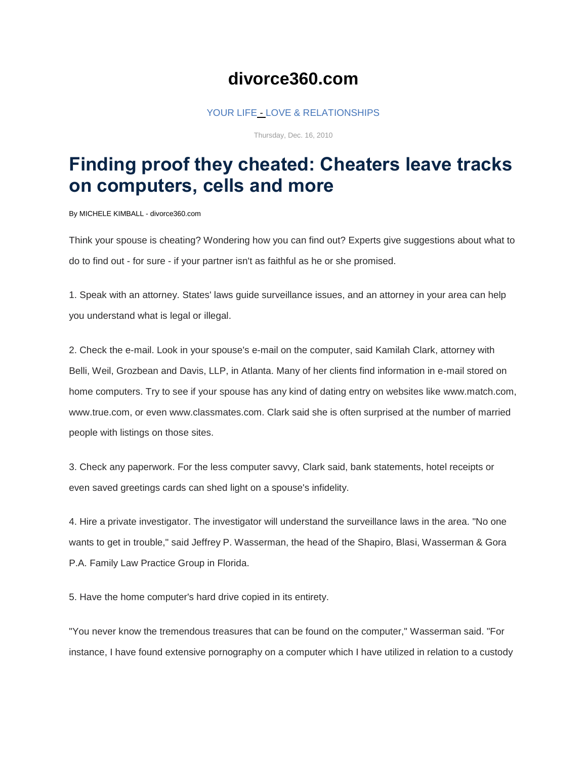# divorce360.com

YOUR LIFE - LOVE & RELATIONSHIPS

Thursday, Dec. 16, 2010

## Finding proof they cheated: Cheaters leave tracks on computers, cells and more

By MICHELE KIMBALL - divorce360.com

Think your spouse is cheating? Wondering how you can find out? Experts give suggestions about what to do to find out - for sure - if your partner isn't as faithful as he or she promised.

1. Speak with an attorney. States' laws guide surveillance issues, and an attorney in your area can help you understand what is legal or illegal.

2. Check the e-mail. Look in your spouse's e-mail on the computer, said Kamilah Clark, attorney with Belli, Weil, Grozbean and Davis, LLP, in Atlanta. Many of her clients find information in e-mail stored on home computers. Try to see if your spouse has any kind of dating entry on websites like www.match.com, www.true.com, or even www.classmates.com. Clark said she is often surprised at the number of married people with listings on those sites.

3. Check any paperwork. For the less computer savvy, Clark said, bank statements, hotel receipts or even saved greetings cards can shed light on a spouse's infidelity.

4. Hire a private investigator. The investigator will understand the surveillance laws in the area. "No one wants to get in trouble," said Jeffrey P. Wasserman, the head of the Shapiro, Blasi, Wasserman & Gora P.A. Family Law Practice Group in Florida.

5. Have the home computer's hard drive copied in its entirety.

"You never know the tremendous treasures that can be found on the computer," Wasserman said. "For instance, I have found extensive pornography on a computer which I have utilized in relation to a custody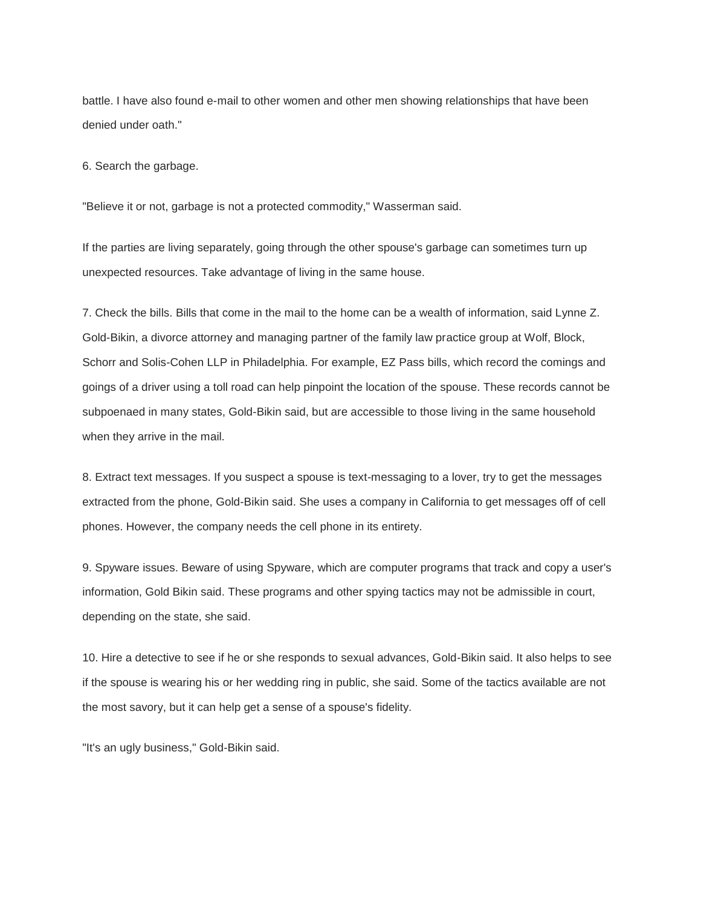battle. I have also found e-mail to other women and other men showing relationships that have been denied under oath."

6. Search the garbage.

"Believe it or not, garbage is not a protected commodity," Wasserman said.

If the parties are living separately, going through the other spouse's garbage can sometimes turn up unexpected resources. Take advantage of living in the same house.

7. Check the bills. Bills that come in the mail to the home can be a wealth of information, said Lynne Z. Gold-Bikin, a divorce attorney and managing partner of the family law practice group at Wolf, Block, Schorr and Solis-Cohen LLP in Philadelphia. For example, EZ Pass bills, which record the comings and goings of a driver using a toll road can help pinpoint the location of the spouse. These records cannot be subpoenaed in many states, Gold-Bikin said, but are accessible to those living in the same household when they arrive in the mail.

8. Extract text messages. If you suspect a spouse is text-messaging to a lover, try to get the messages extracted from the phone, Gold-Bikin said. She uses a company in California to get messages off of cell phones. However, the company needs the cell phone in its entirety.

9. Spyware issues. Beware of using Spyware, which are computer programs that track and copy a user's information, Gold Bikin said. These programs and other spying tactics may not be admissible in court, depending on the state, she said.

10. Hire a detective to see if he or she responds to sexual advances, Gold-Bikin said. It also helps to see if the spouse is wearing his or her wedding ring in public, she said. Some of the tactics available are not the most savory, but it can help get a sense of a spouse's fidelity.

"It's an ugly business," Gold-Bikin said.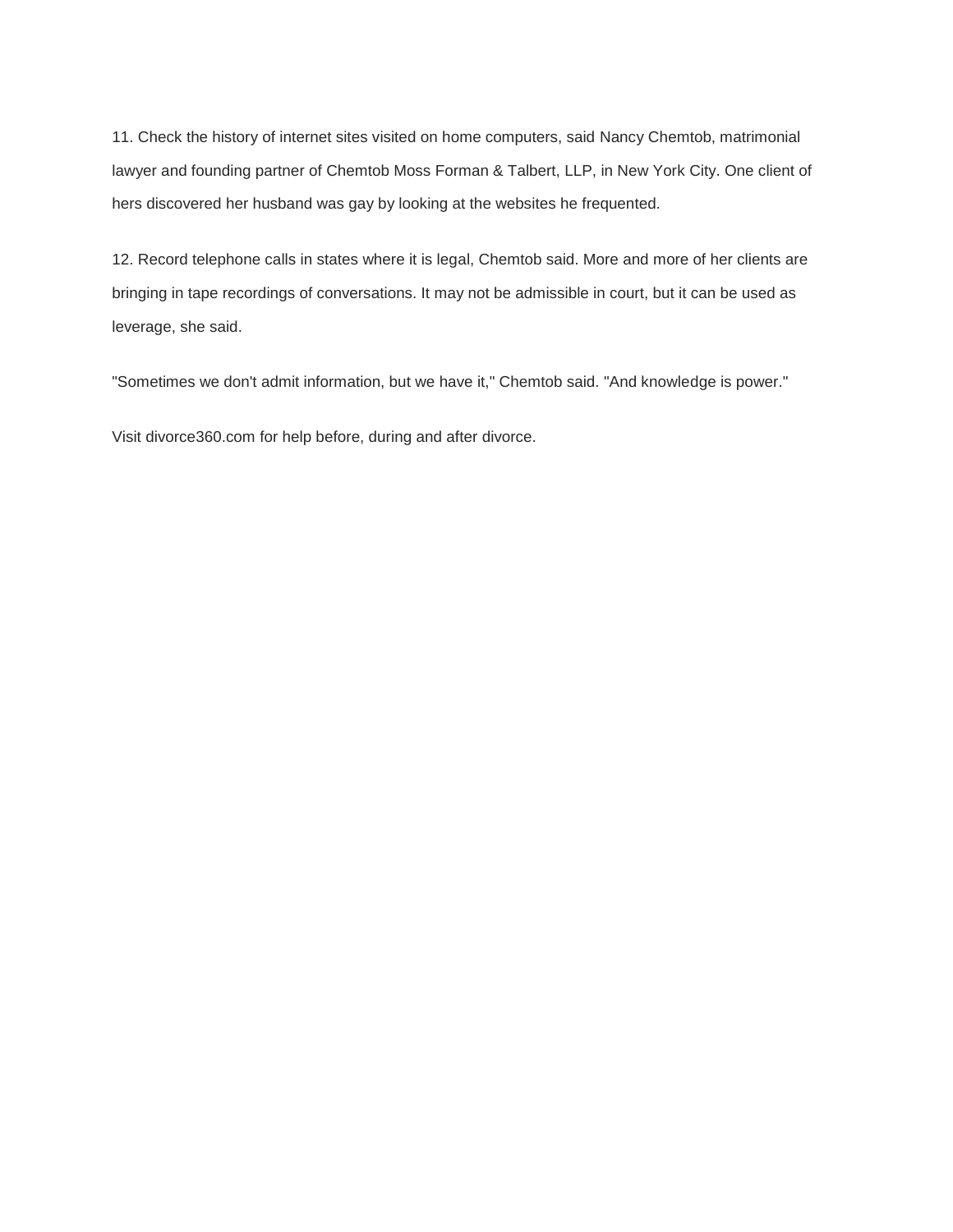11. Check the history of internet sites visited on home computers, said Nancy Chemtob, matrimonial lawyer and founding partner of Chemtob Moss Forman & Talbert, LLP, in New York City. One client of hers discovered her husband was gay by looking at the websites he frequented.

12. Record telephone calls in states where it is legal, Chemtob said. More and more of her clients are bringing in tape recordings of conversations. It may not be admissible in court, but it can be used as leverage, she said.

"Sometimes we don't admit information, but we have it," Chemtob said. "And knowledge is power."

Visit divorce360.com for help before, during and after divorce.